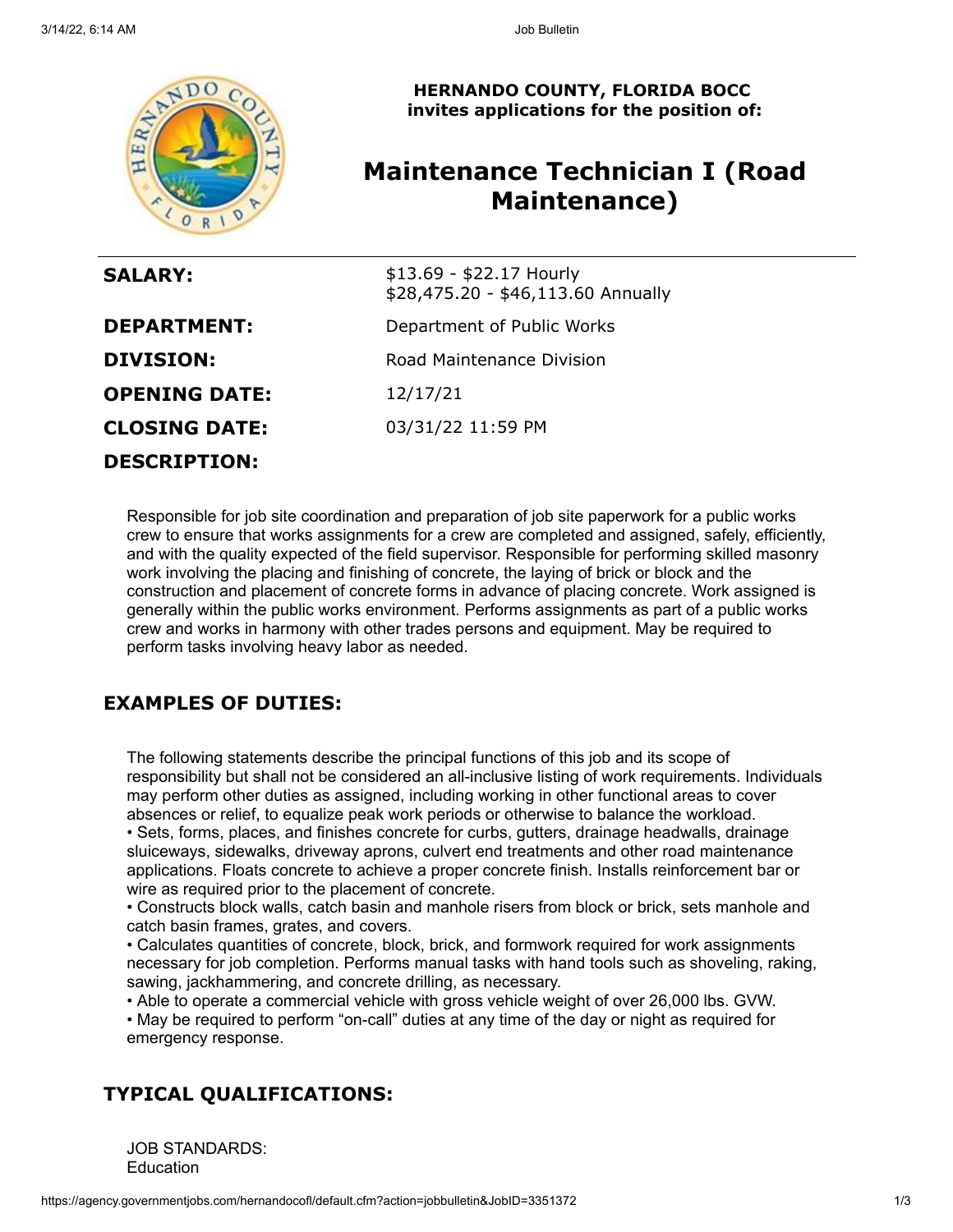**HERNANDO COUNTY, FLORIDA BOCC**
**invites applications for the position of:**

# Maintenance Technician I (Road Maintenance)

| | |
|---|---|
| **SALARY:** | $13.69 - $22.17 Hourly<br>$28,475.20 - $46,113.60 Annually |
| **DEPARTMENT:** | Department of Public Works |
| **DIVISION:** | Road Maintenance Division |
| **OPENING DATE:** | 12/17/21 |
| **CLOSING DATE:** | 03/31/22 11:59 PM |

## DESCRIPTION:

Responsible for job site coordination and preparation of job site paperwork for a public works crew to ensure that works assignments for a crew are completed and assigned, safely, efficiently, and with the quality expected of the field supervisor. Responsible for performing skilled masonry work involving the placing and finishing of concrete, the laying of brick or block and the construction and placement of concrete forms in advance of placing concrete. Work assigned is generally within the public works environment. Performs assignments as part of a public works crew and works in harmony with other trades persons and equipment. May be required to perform tasks involving heavy labor as needed.

## EXAMPLES OF DUTIES:

The following statements describe the principal functions of this job and its scope of responsibility but shall not be considered an all-inclusive listing of work requirements. Individuals may perform other duties as assigned, including working in other functional areas to cover absences or relief, to equalize peak work periods or otherwise to balance the workload.

- Sets, forms, places, and finishes concrete for curbs, gutters, drainage headwalls, drainage sluiceways, sidewalks, driveway aprons, culvert end treatments and other road maintenance applications. Floats concrete to achieve a proper concrete finish. Installs reinforcement bar or wire as required prior to the placement of concrete.
- Constructs block walls, catch basin and manhole risers from block or brick, sets manhole and catch basin frames, grates, and covers.
- Calculates quantities of concrete, block, brick, and formwork required for work assignments necessary for job completion. Performs manual tasks with hand tools such as shoveling, raking, sawing, jackhammering, and concrete drilling, as necessary.
- Able to operate a commercial vehicle with gross vehicle weight of over 26,000 lbs. GVW.
- May be required to perform "on-call" duties at any time of the day or night as required for emergency response.

## TYPICAL QUALIFICATIONS:

JOB STANDARDS:
Education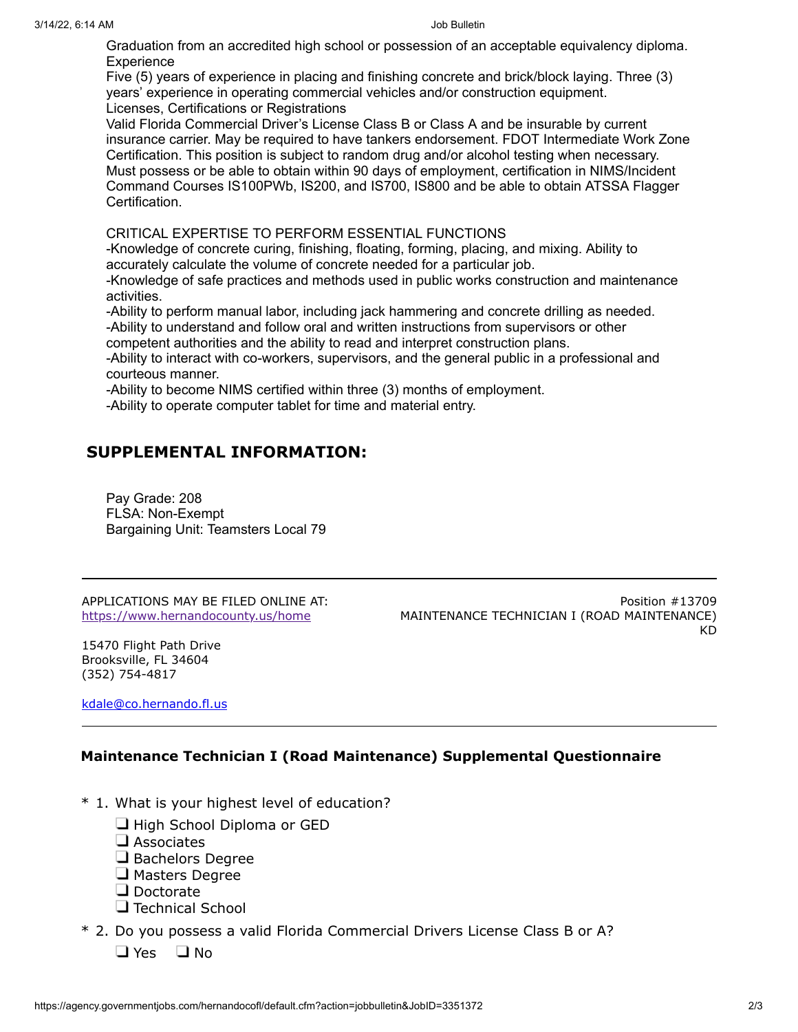Graduation from an accredited high school or possession of an acceptable equivalency diploma.
Experience
Five (5) years of experience in placing and finishing concrete and brick/block laying. Three (3) years' experience in operating commercial vehicles and/or construction equipment.
Licenses, Certifications or Registrations
Valid Florida Commercial Driver's License Class B or Class A and be insurable by current insurance carrier. May be required to have tankers endorsement. FDOT Intermediate Work Zone Certification. This position is subject to random drug and/or alcohol testing when necessary. Must possess or be able to obtain within 90 days of employment, certification in NIMS/Incident Command Courses IS100PWb, IS200, and IS700, IS800 and be able to obtain ATSSA Flagger Certification.

CRITICAL EXPERTISE TO PERFORM ESSENTIAL FUNCTIONS
-Knowledge of concrete curing, finishing, floating, forming, placing, and mixing. Ability to accurately calculate the volume of concrete needed for a particular job.
-Knowledge of safe practices and methods used in public works construction and maintenance activities.
-Ability to perform manual labor, including jack hammering and concrete drilling as needed.
-Ability to understand and follow oral and written instructions from supervisors or other competent authorities and the ability to read and interpret construction plans.
-Ability to interact with co-workers, supervisors, and the general public in a professional and courteous manner.
-Ability to become NIMS certified within three (3) months of employment.
-Ability to operate computer tablet for time and material entry.

## SUPPLEMENTAL INFORMATION:

Pay Grade: 208
FLSA: Non-Exempt
Bargaining Unit: Teamsters Local 79

---

APPLICATIONS MAY BE FILED ONLINE AT:
https://www.hernandocounty.us/home

15470 Flight Path Drive
Brooksville, FL 34604
(352) 754-4817

kdale@co.hernando.fl.us

Position #13709
MAINTENANCE TECHNICIAN I (ROAD MAINTENANCE)
KD

---

### Maintenance Technician I (Road Maintenance) Supplemental Questionnaire

\* 1. What is your highest level of education?

- ❑ High School Diploma or GED
- ❑ Associates
- ❑ Bachelors Degree
- ❑ Masters Degree
- ❑ Doctorate
- ❑ Technical School

\* 2. Do you possess a valid Florida Commercial Drivers License Class B or A?

❑ Yes ❑ No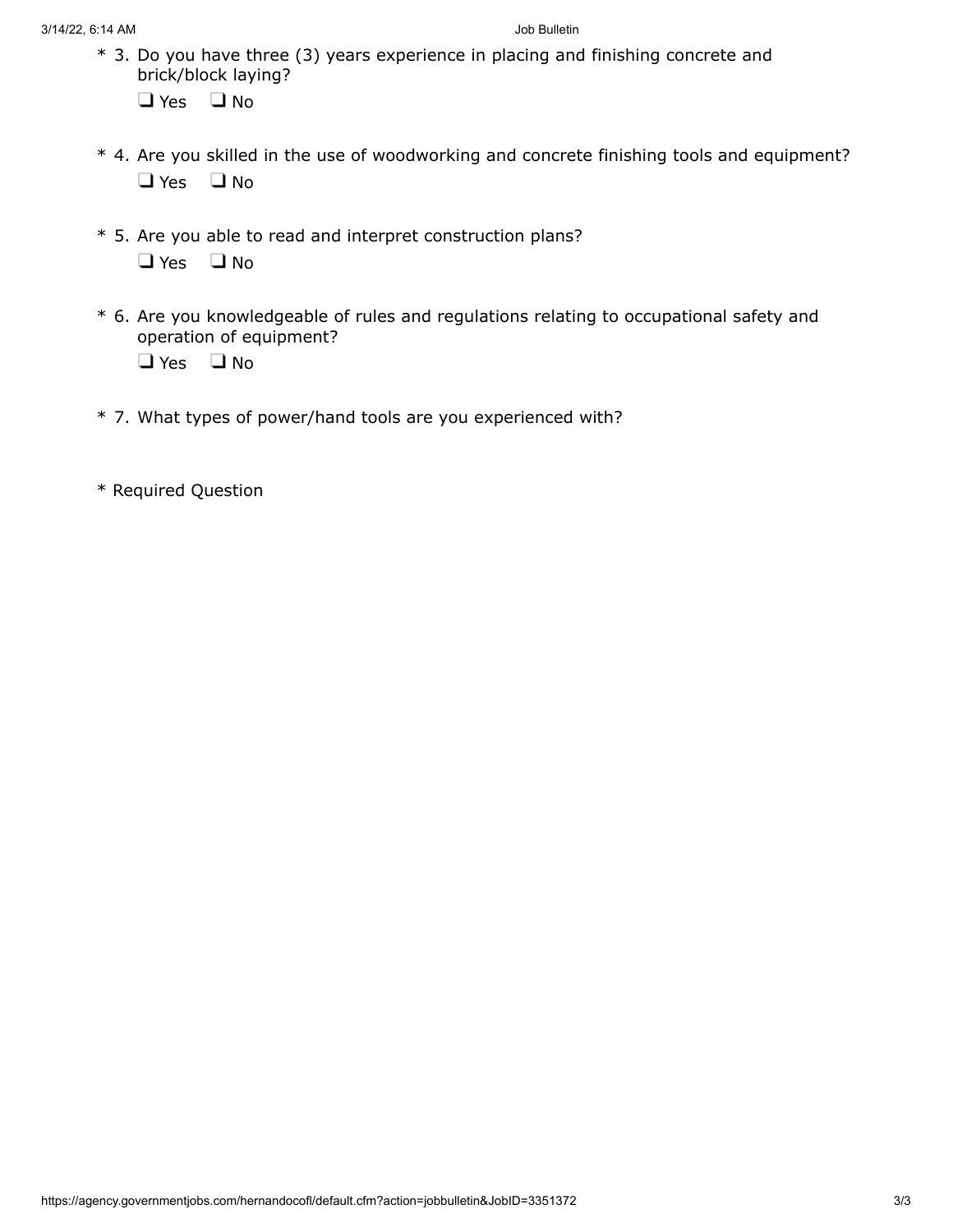\* 3. Do you have three (3) years experience in placing and finishing concrete and brick/block laying?

❏ Yes ❏ No

\* 4. Are you skilled in the use of woodworking and concrete finishing tools and equipment?

❏ Yes ❏ No

\* 5. Are you able to read and interpret construction plans?

❏ Yes ❏ No

\* 6. Are you knowledgeable of rules and regulations relating to occupational safety and operation of equipment?

❏ Yes ❏ No

\* 7. What types of power/hand tools are you experienced with?

\* Required Question